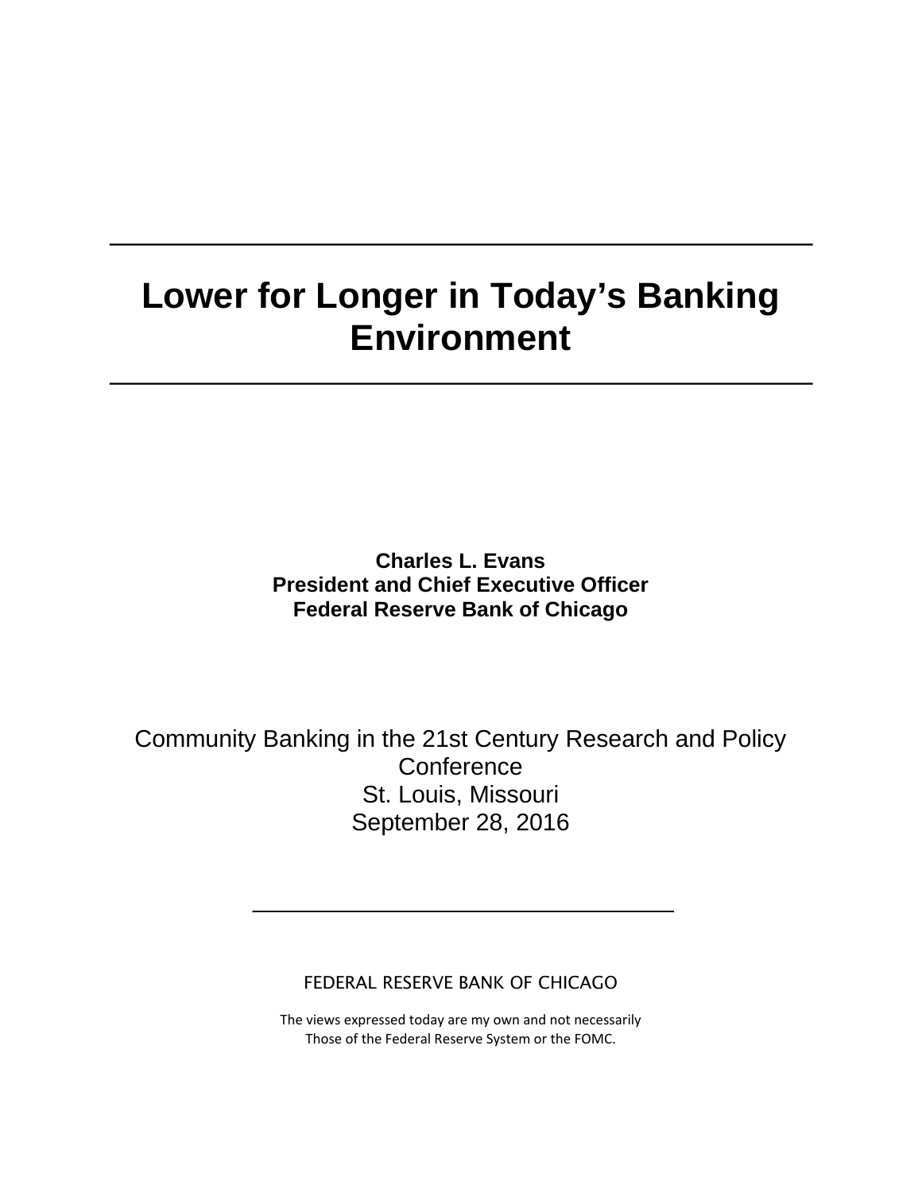# Lower for Longer in Today's Banking Environment

**Charles L. Evans**
**President and Chief Executive Officer**
**Federal Reserve Bank of Chicago**

Community Banking in the 21st Century Research and Policy Conference
St. Louis, Missouri
September 28, 2016

FEDERAL RESERVE BANK OF CHICAGO

The views expressed today are my own and not necessarily Those of the Federal Reserve System or the FOMC.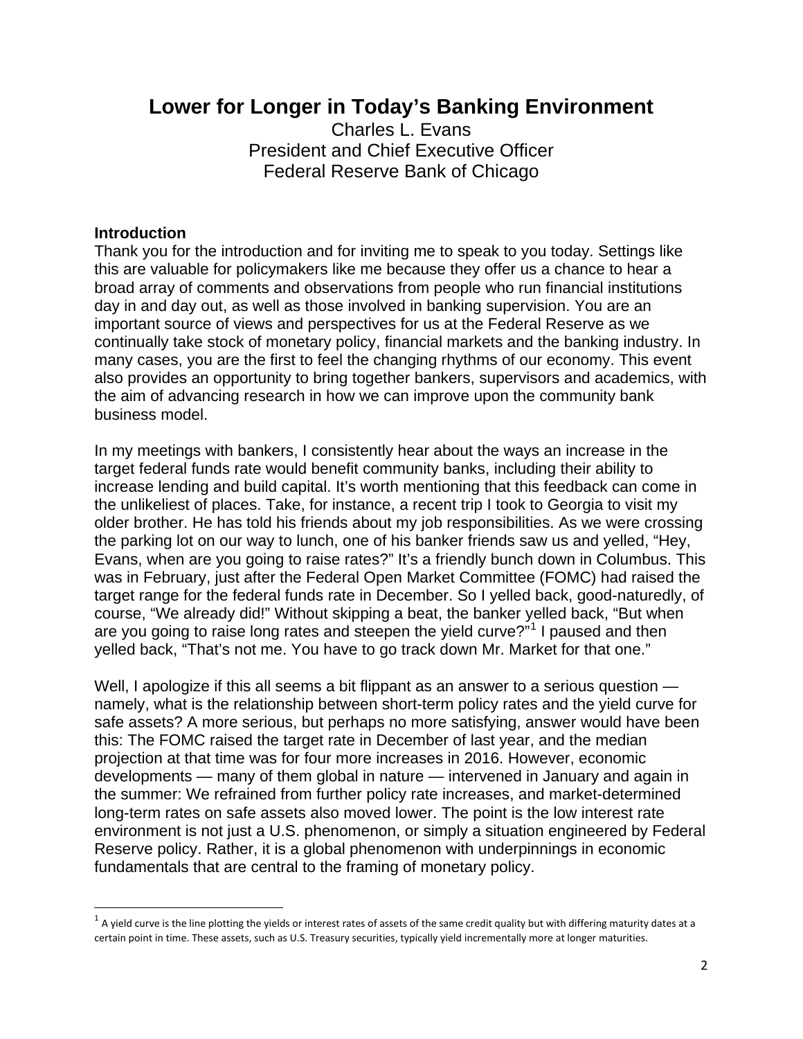# Lower for Longer in Today's Banking Environment

Charles L. Evans
President and Chief Executive Officer
Federal Reserve Bank of Chicago

## Introduction

Thank you for the introduction and for inviting me to speak to you today. Settings like this are valuable for policymakers like me because they offer us a chance to hear a broad array of comments and observations from people who run financial institutions day in and day out, as well as those involved in banking supervision. You are an important source of views and perspectives for us at the Federal Reserve as we continually take stock of monetary policy, financial markets and the banking industry. In many cases, you are the first to feel the changing rhythms of our economy. This event also provides an opportunity to bring together bankers, supervisors and academics, with the aim of advancing research in how we can improve upon the community bank business model.

In my meetings with bankers, I consistently hear about the ways an increase in the target federal funds rate would benefit community banks, including their ability to increase lending and build capital. It's worth mentioning that this feedback can come in the unlikeliest of places. Take, for instance, a recent trip I took to Georgia to visit my older brother. He has told his friends about my job responsibilities. As we were crossing the parking lot on our way to lunch, one of his banker friends saw us and yelled, "Hey, Evans, when are you going to raise rates?" It's a friendly bunch down in Columbus. This was in February, just after the Federal Open Market Committee (FOMC) had raised the target range for the federal funds rate in December. So I yelled back, good-naturedly, of course, "We already did!" Without skipping a beat, the banker yelled back, "But when are you going to raise long rates and steepen the yield curve?"[1] I paused and then yelled back, "That's not me. You have to go track down Mr. Market for that one."

Well, I apologize if this all seems a bit flippant as an answer to a serious question — namely, what is the relationship between short-term policy rates and the yield curve for safe assets? A more serious, but perhaps no more satisfying, answer would have been this: The FOMC raised the target rate in December of last year, and the median projection at that time was for four more increases in 2016. However, economic developments — many of them global in nature — intervened in January and again in the summer: We refrained from further policy rate increases, and market-determined long-term rates on safe assets also moved lower. The point is the low interest rate environment is not just a U.S. phenomenon, or simply a situation engineered by Federal Reserve policy. Rather, it is a global phenomenon with underpinnings in economic fundamentals that are central to the framing of monetary policy.

[1] A yield curve is the line plotting the yields or interest rates of assets of the same credit quality but with differing maturity dates at a certain point in time. These assets, such as U.S. Treasury securities, typically yield incrementally more at longer maturities.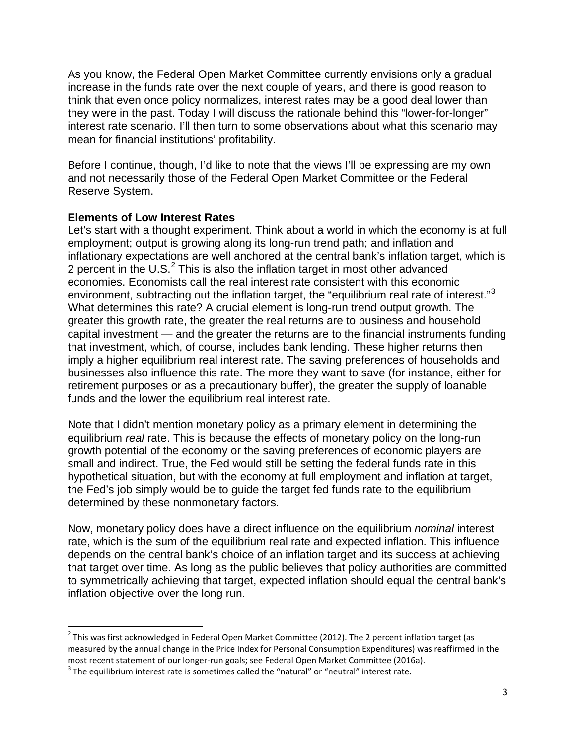As you know, the Federal Open Market Committee currently envisions only a gradual increase in the funds rate over the next couple of years, and there is good reason to think that even once policy normalizes, interest rates may be a good deal lower than they were in the past. Today I will discuss the rationale behind this "lower-for-longer" interest rate scenario. I'll then turn to some observations about what this scenario may mean for financial institutions' profitability.

Before I continue, though, I'd like to note that the views I'll be expressing are my own and not necessarily those of the Federal Open Market Committee or the Federal Reserve System.

**Elements of Low Interest Rates**

Let's start with a thought experiment. Think about a world in which the economy is at full employment; output is growing along its long-run trend path; and inflation and inflationary expectations are well anchored at the central bank's inflation target, which is 2 percent in the U.S.[2] This is also the inflation target in most other advanced economies. Economists call the real interest rate consistent with this economic environment, subtracting out the inflation target, the "equilibrium real rate of interest."[3] What determines this rate? A crucial element is long-run trend output growth. The greater this growth rate, the greater the real returns are to business and household capital investment — and the greater the returns are to the financial instruments funding that investment, which, of course, includes bank lending. These higher returns then imply a higher equilibrium real interest rate. The saving preferences of households and businesses also influence this rate. The more they want to save (for instance, either for retirement purposes or as a precautionary buffer), the greater the supply of loanable funds and the lower the equilibrium real interest rate.

Note that I didn't mention monetary policy as a primary element in determining the equilibrium *real* rate. This is because the effects of monetary policy on the long-run growth potential of the economy or the saving preferences of economic players are small and indirect. True, the Fed would still be setting the federal funds rate in this hypothetical situation, but with the economy at full employment and inflation at target, the Fed's job simply would be to guide the target fed funds rate to the equilibrium determined by these nonmonetary factors.

Now, monetary policy does have a direct influence on the equilibrium *nominal* interest rate, which is the sum of the equilibrium real rate and expected inflation. This influence depends on the central bank's choice of an inflation target and its success at achieving that target over time. As long as the public believes that policy authorities are committed to symmetrically achieving that target, expected inflation should equal the central bank's inflation objective over the long run.

---

[2] This was first acknowledged in Federal Open Market Committee (2012). The 2 percent inflation target (as measured by the annual change in the Price Index for Personal Consumption Expenditures) was reaffirmed in the most recent statement of our longer-run goals; see Federal Open Market Committee (2016a).

[3] The equilibrium interest rate is sometimes called the "natural" or "neutral" interest rate.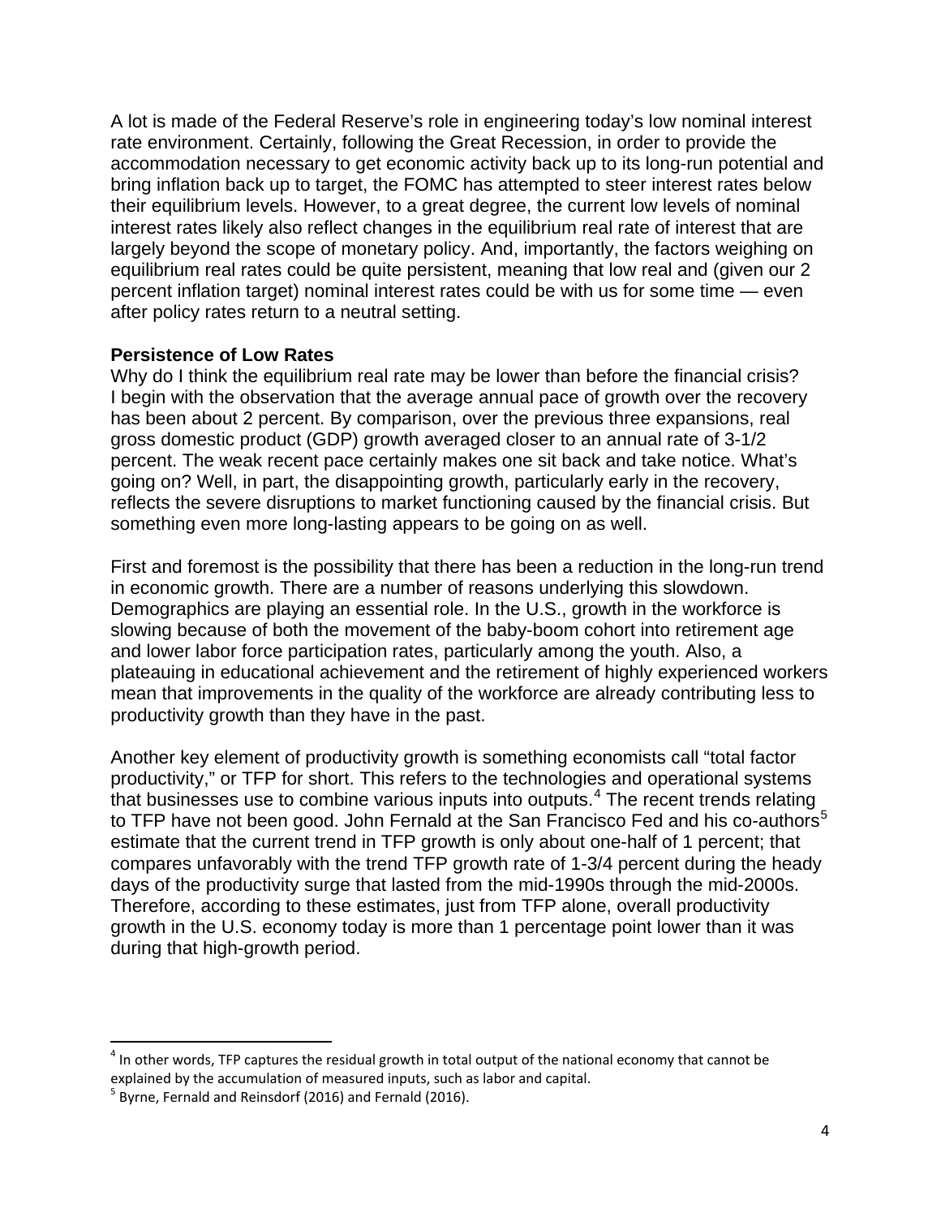A lot is made of the Federal Reserve's role in engineering today's low nominal interest rate environment. Certainly, following the Great Recession, in order to provide the accommodation necessary to get economic activity back up to its long-run potential and bring inflation back up to target, the FOMC has attempted to steer interest rates below their equilibrium levels. However, to a great degree, the current low levels of nominal interest rates likely also reflect changes in the equilibrium real rate of interest that are largely beyond the scope of monetary policy. And, importantly, the factors weighing on equilibrium real rates could be quite persistent, meaning that low real and (given our 2 percent inflation target) nominal interest rates could be with us for some time — even after policy rates return to a neutral setting.

**Persistence of Low Rates**

Why do I think the equilibrium real rate may be lower than before the financial crisis? I begin with the observation that the average annual pace of growth over the recovery has been about 2 percent. By comparison, over the previous three expansions, real gross domestic product (GDP) growth averaged closer to an annual rate of 3-1/2 percent. The weak recent pace certainly makes one sit back and take notice. What's going on? Well, in part, the disappointing growth, particularly early in the recovery, reflects the severe disruptions to market functioning caused by the financial crisis. But something even more long-lasting appears to be going on as well.

First and foremost is the possibility that there has been a reduction in the long-run trend in economic growth. There are a number of reasons underlying this slowdown. Demographics are playing an essential role. In the U.S., growth in the workforce is slowing because of both the movement of the baby-boom cohort into retirement age and lower labor force participation rates, particularly among the youth. Also, a plateauing in educational achievement and the retirement of highly experienced workers mean that improvements in the quality of the workforce are already contributing less to productivity growth than they have in the past.

Another key element of productivity growth is something economists call "total factor productivity," or TFP for short. This refers to the technologies and operational systems that businesses use to combine various inputs into outputs.[4] The recent trends relating to TFP have not been good. John Fernald at the San Francisco Fed and his co-authors[5] estimate that the current trend in TFP growth is only about one-half of 1 percent; that compares unfavorably with the trend TFP growth rate of 1-3/4 percent during the heady days of the productivity surge that lasted from the mid-1990s through the mid-2000s. Therefore, according to these estimates, just from TFP alone, overall productivity growth in the U.S. economy today is more than 1 percentage point lower than it was during that high-growth period.

---

[4] In other words, TFP captures the residual growth in total output of the national economy that cannot be explained by the accumulation of measured inputs, such as labor and capital.

[5] Byrne, Fernald and Reinsdorf (2016) and Fernald (2016).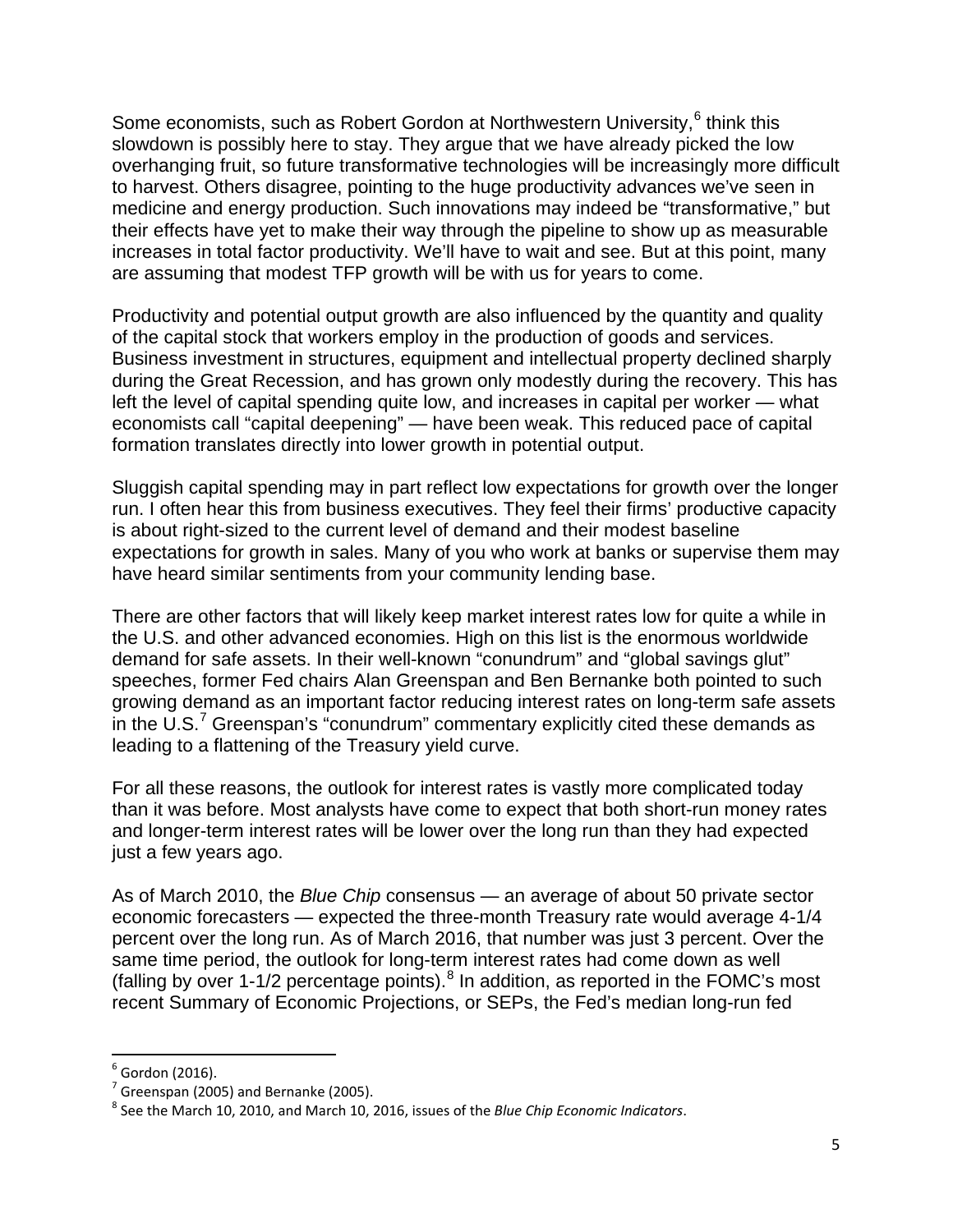Some economists, such as Robert Gordon at Northwestern University,[6] think this slowdown is possibly here to stay. They argue that we have already picked the low overhanging fruit, so future transformative technologies will be increasingly more difficult to harvest. Others disagree, pointing to the huge productivity advances we've seen in medicine and energy production. Such innovations may indeed be "transformative," but their effects have yet to make their way through the pipeline to show up as measurable increases in total factor productivity. We'll have to wait and see. But at this point, many are assuming that modest TFP growth will be with us for years to come.

Productivity and potential output growth are also influenced by the quantity and quality of the capital stock that workers employ in the production of goods and services. Business investment in structures, equipment and intellectual property declined sharply during the Great Recession, and has grown only modestly during the recovery. This has left the level of capital spending quite low, and increases in capital per worker — what economists call "capital deepening" — have been weak. This reduced pace of capital formation translates directly into lower growth in potential output.

Sluggish capital spending may in part reflect low expectations for growth over the longer run. I often hear this from business executives. They feel their firms' productive capacity is about right-sized to the current level of demand and their modest baseline expectations for growth in sales. Many of you who work at banks or supervise them may have heard similar sentiments from your community lending base.

There are other factors that will likely keep market interest rates low for quite a while in the U.S. and other advanced economies. High on this list is the enormous worldwide demand for safe assets. In their well-known "conundrum" and "global savings glut" speeches, former Fed chairs Alan Greenspan and Ben Bernanke both pointed to such growing demand as an important factor reducing interest rates on long-term safe assets in the U.S.[7] Greenspan's "conundrum" commentary explicitly cited these demands as leading to a flattening of the Treasury yield curve.

For all these reasons, the outlook for interest rates is vastly more complicated today than it was before. Most analysts have come to expect that both short-run money rates and longer-term interest rates will be lower over the long run than they had expected just a few years ago.

As of March 2010, the *Blue Chip* consensus — an average of about 50 private sector economic forecasters — expected the three-month Treasury rate would average 4-1/4 percent over the long run. As of March 2016, that number was just 3 percent. Over the same time period, the outlook for long-term interest rates had come down as well (falling by over 1-1/2 percentage points).[8] In addition, as reported in the FOMC's most recent Summary of Economic Projections, or SEPs, the Fed's median long-run fed

---

[6] Gordon (2016).

[7] Greenspan (2005) and Bernanke (2005).

[8] See the March 10, 2010, and March 10, 2016, issues of the *Blue Chip Economic Indicators*.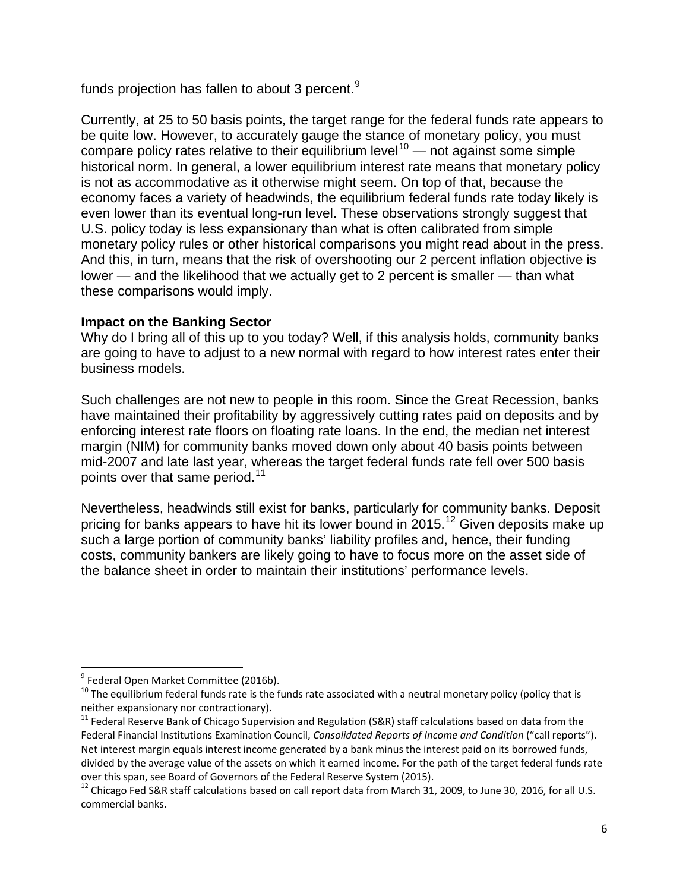funds projection has fallen to about 3 percent.[9]

Currently, at 25 to 50 basis points, the target range for the federal funds rate appears to be quite low. However, to accurately gauge the stance of monetary policy, you must compare policy rates relative to their equilibrium level[10] — not against some simple historical norm. In general, a lower equilibrium interest rate means that monetary policy is not as accommodative as it otherwise might seem. On top of that, because the economy faces a variety of headwinds, the equilibrium federal funds rate today likely is even lower than its eventual long-run level. These observations strongly suggest that U.S. policy today is less expansionary than what is often calibrated from simple monetary policy rules or other historical comparisons you might read about in the press. And this, in turn, means that the risk of overshooting our 2 percent inflation objective is lower — and the likelihood that we actually get to 2 percent is smaller — than what these comparisons would imply.

**Impact on the Banking Sector**

Why do I bring all of this up to you today? Well, if this analysis holds, community banks are going to have to adjust to a new normal with regard to how interest rates enter their business models.

Such challenges are not new to people in this room. Since the Great Recession, banks have maintained their profitability by aggressively cutting rates paid on deposits and by enforcing interest rate floors on floating rate loans. In the end, the median net interest margin (NIM) for community banks moved down only about 40 basis points between mid-2007 and late last year, whereas the target federal funds rate fell over 500 basis points over that same period.[11]

Nevertheless, headwinds still exist for banks, particularly for community banks. Deposit pricing for banks appears to have hit its lower bound in 2015.[12] Given deposits make up such a large portion of community banks' liability profiles and, hence, their funding costs, community bankers are likely going to have to focus more on the asset side of the balance sheet in order to maintain their institutions' performance levels.

---

[9] Federal Open Market Committee (2016b).

[10] The equilibrium federal funds rate is the funds rate associated with a neutral monetary policy (policy that is neither expansionary nor contractionary).

[11] Federal Reserve Bank of Chicago Supervision and Regulation (S&R) staff calculations based on data from the Federal Financial Institutions Examination Council, *Consolidated Reports of Income and Condition* ("call reports"). Net interest margin equals interest income generated by a bank minus the interest paid on its borrowed funds, divided by the average value of the assets on which it earned income. For the path of the target federal funds rate over this span, see Board of Governors of the Federal Reserve System (2015).

[12] Chicago Fed S&R staff calculations based on call report data from March 31, 2009, to June 30, 2016, for all U.S. commercial banks.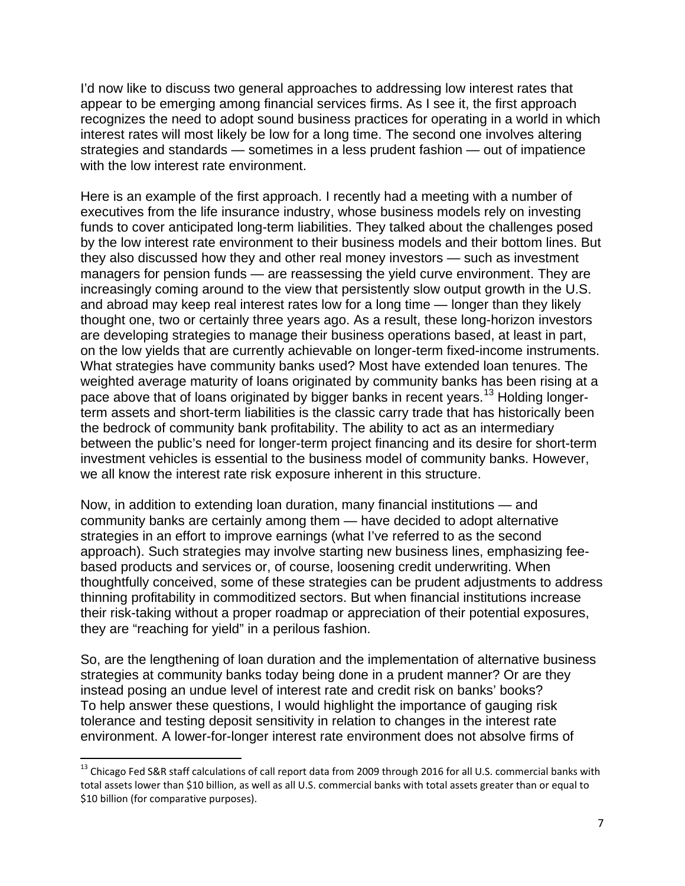I'd now like to discuss two general approaches to addressing low interest rates that appear to be emerging among financial services firms. As I see it, the first approach recognizes the need to adopt sound business practices for operating in a world in which interest rates will most likely be low for a long time. The second one involves altering strategies and standards — sometimes in a less prudent fashion — out of impatience with the low interest rate environment.

Here is an example of the first approach. I recently had a meeting with a number of executives from the life insurance industry, whose business models rely on investing funds to cover anticipated long-term liabilities. They talked about the challenges posed by the low interest rate environment to their business models and their bottom lines. But they also discussed how they and other real money investors — such as investment managers for pension funds — are reassessing the yield curve environment. They are increasingly coming around to the view that persistently slow output growth in the U.S. and abroad may keep real interest rates low for a long time — longer than they likely thought one, two or certainly three years ago. As a result, these long-horizon investors are developing strategies to manage their business operations based, at least in part, on the low yields that are currently achievable on longer-term fixed-income instruments. What strategies have community banks used? Most have extended loan tenures. The weighted average maturity of loans originated by community banks has been rising at a pace above that of loans originated by bigger banks in recent years.[13] Holding longer-term assets and short-term liabilities is the classic carry trade that has historically been the bedrock of community bank profitability. The ability to act as an intermediary between the public's need for longer-term project financing and its desire for short-term investment vehicles is essential to the business model of community banks. However, we all know the interest rate risk exposure inherent in this structure.

Now, in addition to extending loan duration, many financial institutions — and community banks are certainly among them — have decided to adopt alternative strategies in an effort to improve earnings (what I've referred to as the second approach). Such strategies may involve starting new business lines, emphasizing fee-based products and services or, of course, loosening credit underwriting. When thoughtfully conceived, some of these strategies can be prudent adjustments to address thinning profitability in commoditized sectors. But when financial institutions increase their risk-taking without a proper roadmap or appreciation of their potential exposures, they are "reaching for yield" in a perilous fashion.

So, are the lengthening of loan duration and the implementation of alternative business strategies at community banks today being done in a prudent manner? Or are they instead posing an undue level of interest rate and credit risk on banks' books? To help answer these questions, I would highlight the importance of gauging risk tolerance and testing deposit sensitivity in relation to changes in the interest rate environment. A lower-for-longer interest rate environment does not absolve firms of

[13] Chicago Fed S&R staff calculations of call report data from 2009 through 2016 for all U.S. commercial banks with total assets lower than $10 billion, as well as all U.S. commercial banks with total assets greater than or equal to $10 billion (for comparative purposes).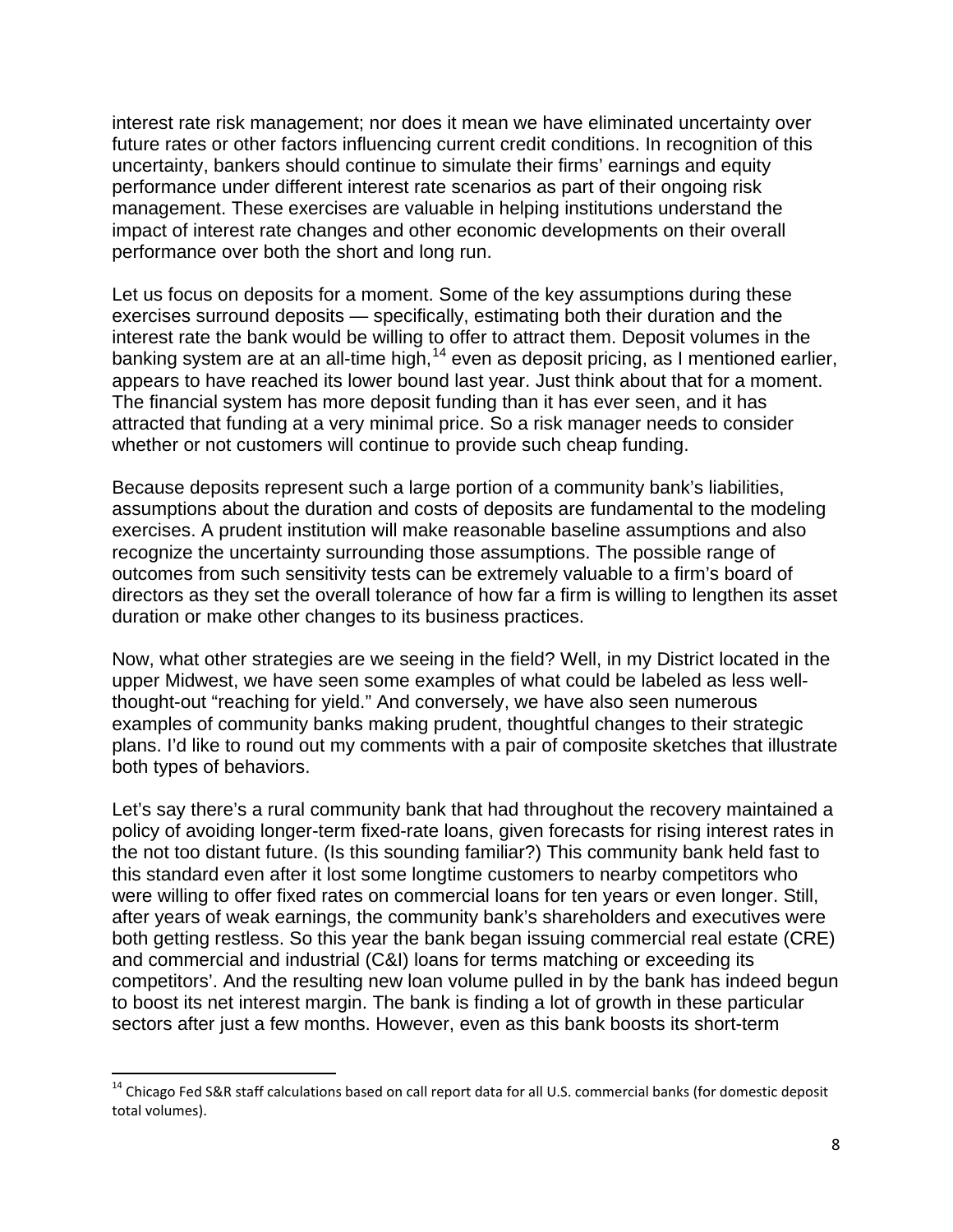interest rate risk management; nor does it mean we have eliminated uncertainty over future rates or other factors influencing current credit conditions. In recognition of this uncertainty, bankers should continue to simulate their firms' earnings and equity performance under different interest rate scenarios as part of their ongoing risk management. These exercises are valuable in helping institutions understand the impact of interest rate changes and other economic developments on their overall performance over both the short and long run.

Let us focus on deposits for a moment. Some of the key assumptions during these exercises surround deposits — specifically, estimating both their duration and the interest rate the bank would be willing to offer to attract them. Deposit volumes in the banking system are at an all-time high,[14] even as deposit pricing, as I mentioned earlier, appears to have reached its lower bound last year. Just think about that for a moment. The financial system has more deposit funding than it has ever seen, and it has attracted that funding at a very minimal price. So a risk manager needs to consider whether or not customers will continue to provide such cheap funding.

Because deposits represent such a large portion of a community bank's liabilities, assumptions about the duration and costs of deposits are fundamental to the modeling exercises. A prudent institution will make reasonable baseline assumptions and also recognize the uncertainty surrounding those assumptions. The possible range of outcomes from such sensitivity tests can be extremely valuable to a firm's board of directors as they set the overall tolerance of how far a firm is willing to lengthen its asset duration or make other changes to its business practices.

Now, what other strategies are we seeing in the field? Well, in my District located in the upper Midwest, we have seen some examples of what could be labeled as less well-thought-out "reaching for yield." And conversely, we have also seen numerous examples of community banks making prudent, thoughtful changes to their strategic plans. I'd like to round out my comments with a pair of composite sketches that illustrate both types of behaviors.

Let's say there's a rural community bank that had throughout the recovery maintained a policy of avoiding longer-term fixed-rate loans, given forecasts for rising interest rates in the not too distant future. (Is this sounding familiar?) This community bank held fast to this standard even after it lost some longtime customers to nearby competitors who were willing to offer fixed rates on commercial loans for ten years or even longer. Still, after years of weak earnings, the community bank's shareholders and executives were both getting restless. So this year the bank began issuing commercial real estate (CRE) and commercial and industrial (C&I) loans for terms matching or exceeding its competitors'. And the resulting new loan volume pulled in by the bank has indeed begun to boost its net interest margin. The bank is finding a lot of growth in these particular sectors after just a few months. However, even as this bank boosts its short-term

[14] Chicago Fed S&R staff calculations based on call report data for all U.S. commercial banks (for domestic deposit total volumes).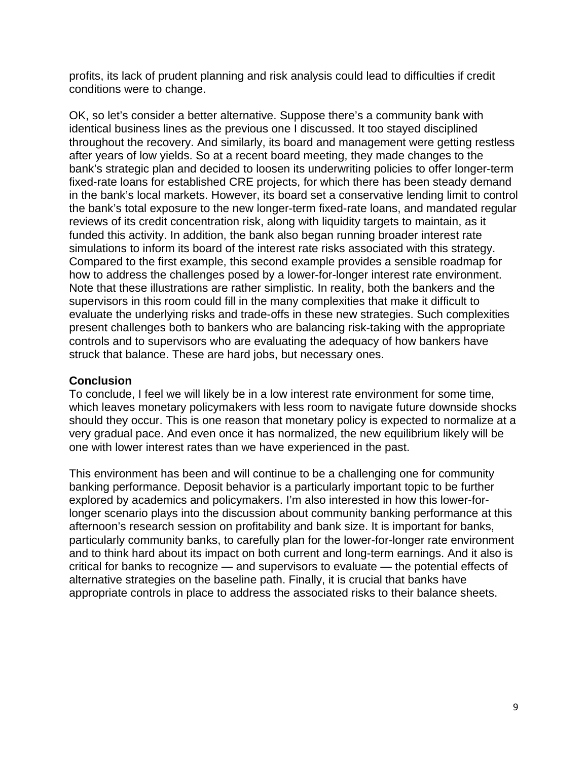profits, its lack of prudent planning and risk analysis could lead to difficulties if credit conditions were to change.

OK, so let's consider a better alternative. Suppose there's a community bank with identical business lines as the previous one I discussed. It too stayed disciplined throughout the recovery. And similarly, its board and management were getting restless after years of low yields. So at a recent board meeting, they made changes to the bank's strategic plan and decided to loosen its underwriting policies to offer longer-term fixed-rate loans for established CRE projects, for which there has been steady demand in the bank's local markets. However, its board set a conservative lending limit to control the bank's total exposure to the new longer-term fixed-rate loans, and mandated regular reviews of its credit concentration risk, along with liquidity targets to maintain, as it funded this activity. In addition, the bank also began running broader interest rate simulations to inform its board of the interest rate risks associated with this strategy. Compared to the first example, this second example provides a sensible roadmap for how to address the challenges posed by a lower-for-longer interest rate environment. Note that these illustrations are rather simplistic. In reality, both the bankers and the supervisors in this room could fill in the many complexities that make it difficult to evaluate the underlying risks and trade-offs in these new strategies. Such complexities present challenges both to bankers who are balancing risk-taking with the appropriate controls and to supervisors who are evaluating the adequacy of how bankers have struck that balance. These are hard jobs, but necessary ones.

## Conclusion

To conclude, I feel we will likely be in a low interest rate environment for some time, which leaves monetary policymakers with less room to navigate future downside shocks should they occur. This is one reason that monetary policy is expected to normalize at a very gradual pace. And even once it has normalized, the new equilibrium likely will be one with lower interest rates than we have experienced in the past.

This environment has been and will continue to be a challenging one for community banking performance. Deposit behavior is a particularly important topic to be further explored by academics and policymakers. I'm also interested in how this lower-for-longer scenario plays into the discussion about community banking performance at this afternoon's research session on profitability and bank size. It is important for banks, particularly community banks, to carefully plan for the lower-for-longer rate environment and to think hard about its impact on both current and long-term earnings. And it also is critical for banks to recognize — and supervisors to evaluate — the potential effects of alternative strategies on the baseline path. Finally, it is crucial that banks have appropriate controls in place to address the associated risks to their balance sheets.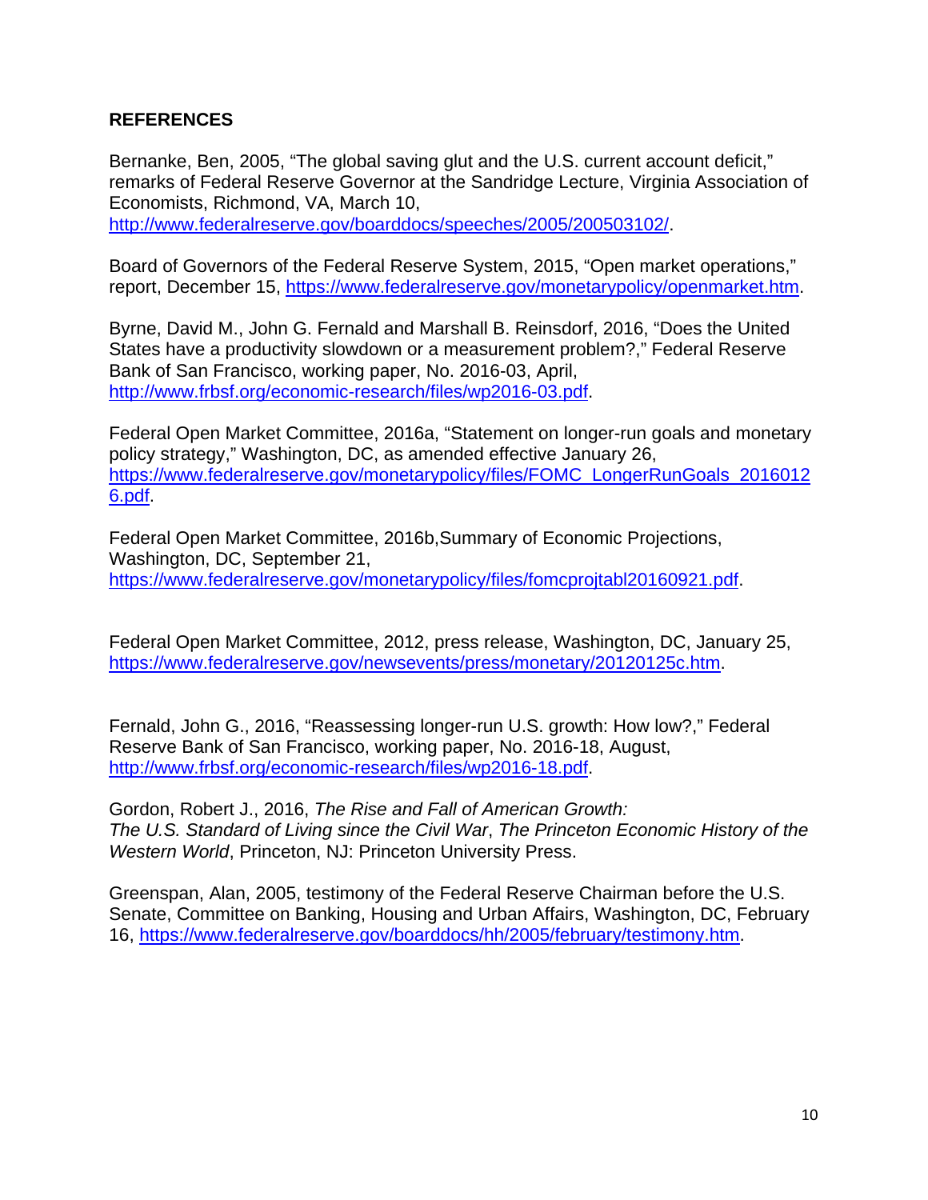**REFERENCES**

Bernanke, Ben, 2005, "The global saving glut and the U.S. current account deficit," remarks of Federal Reserve Governor at the Sandridge Lecture, Virginia Association of Economists, Richmond, VA, March 10, http://www.federalreserve.gov/boarddocs/speeches/2005/200503102/.

Board of Governors of the Federal Reserve System, 2015, "Open market operations," report, December 15, https://www.federalreserve.gov/monetarypolicy/openmarket.htm.

Byrne, David M., John G. Fernald and Marshall B. Reinsdorf, 2016, "Does the United States have a productivity slowdown or a measurement problem?," Federal Reserve Bank of San Francisco, working paper, No. 2016-03, April, http://www.frbsf.org/economic-research/files/wp2016-03.pdf.

Federal Open Market Committee, 2016a, "Statement on longer-run goals and monetary policy strategy," Washington, DC, as amended effective January 26, https://www.federalreserve.gov/monetarypolicy/files/FOMC_LongerRunGoals_20160126.pdf.

Federal Open Market Committee, 2016b,Summary of Economic Projections, Washington, DC, September 21, https://www.federalreserve.gov/monetarypolicy/files/fomcprojtabl20160921.pdf.

Federal Open Market Committee, 2012, press release, Washington, DC, January 25, https://www.federalreserve.gov/newsevents/press/monetary/20120125c.htm.

Fernald, John G., 2016, "Reassessing longer-run U.S. growth: How low?," Federal Reserve Bank of San Francisco, working paper, No. 2016-18, August, http://www.frbsf.org/economic-research/files/wp2016-18.pdf.

Gordon, Robert J., 2016, *The Rise and Fall of American Growth: The U.S. Standard of Living since the Civil War*, *The Princeton Economic History of the Western World*, Princeton, NJ: Princeton University Press.

Greenspan, Alan, 2005, testimony of the Federal Reserve Chairman before the U.S. Senate, Committee on Banking, Housing and Urban Affairs, Washington, DC, February 16, https://www.federalreserve.gov/boarddocs/hh/2005/february/testimony.htm.